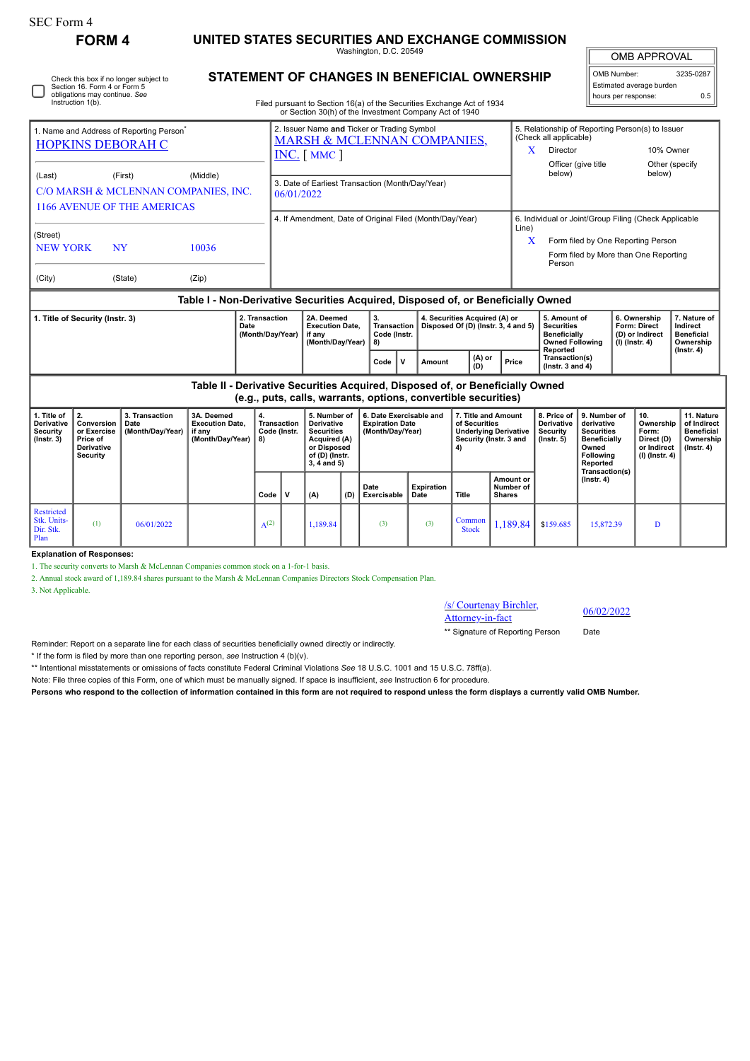SEC Form 4

# FORM 4

## UNITED STATES SECURITIES AND EXCHANGE COMMISSION

Washington, D.C. 20549

## STATEMENT OF CHANGES IN BENEFICIAL OWNERSHIP

Filed pursuant to Section 16(a) of the Securities Exchange Act of 1934 or Section 30(h) of the Investment Company Act of 1940

| OMB APPROVAL | |
|---|---|
| OMB Number: | 3235-0287 |
| Estimated average burden | |
| hours per response: | 0.5 |

☐ Check this box if no longer subject to Section 16. Form 4 or Form 5 obligations may continue. *See* Instruction 1(b).

1. Name and Address of Reporting Person*
HOPKINS DEBORAH C

(Last) (First) (Middle)
C/O MARSH & MCLENNAN COMPANIES, INC.
1166 AVENUE OF THE AMERICAS

(Street)
NEW YORK NY 10036

(City) (State) (Zip)

2. Issuer Name **and** Ticker or Trading Symbol
MARSH & MCLENNAN COMPANIES, INC. [ MMC ]

3. Date of Earliest Transaction (Month/Day/Year)
06/01/2022

4. If Amendment, Date of Original Filed (Month/Day/Year)

5. Relationship of Reporting Person(s) to Issuer (Check all applicable)
X Director
10% Owner
Officer (give title below)
Other (specify below)

6. Individual or Joint/Group Filing (Check Applicable Line)
X Form filed by One Reporting Person
Form filed by More than One Reporting Person

### Table I - Non-Derivative Securities Acquired, Disposed of, or Beneficially Owned

| 1. Title of Security (Instr. 3) | 2. Transaction Date (Month/Day/Year) | 2A. Deemed Execution Date, if any (Month/Day/Year) | 3. Transaction Code (Instr. 8) | | 4. Securities Acquired (A) or Disposed Of (D) (Instr. 3, 4 and 5) | | | 5. Amount of Securities Beneficially Owned Following Reported Transaction(s) (Instr. 3 and 4) | 6. Ownership Form: Direct (D) or Indirect (I) (Instr. 4) | 7. Nature of Indirect Beneficial Ownership (Instr. 4) |
|---|---|---|---|---|---|---|---|---|---|---|
| | | | Code | V | Amount | (A) or (D) | Price | | | |

### Table II - Derivative Securities Acquired, Disposed of, or Beneficially Owned (e.g., puts, calls, warrants, options, convertible securities)

| 1. Title of Derivative Security (Instr. 3) | 2. Conversion or Exercise Price of Derivative Security | 3. Transaction Date (Month/Day/Year) | 3A. Deemed Execution Date, if any (Month/Day/Year) | 4. Transaction Code (Instr. 8) | | 5. Number of Derivative Securities Acquired (A) or Disposed of (D) (Instr. 3, 4 and 5) | | 6. Date Exercisable and Expiration Date (Month/Day/Year) | | 7. Title and Amount of Securities Underlying Derivative Security (Instr. 3 and 4) | | 8. Price of Derivative Security (Instr. 5) | 9. Number of derivative Securities Beneficially Owned Following Reported Transaction(s) (Instr. 4) | 10. Ownership Form: Direct (D) or Indirect (I) (Instr. 4) | 11. Nature of Indirect Beneficial Ownership (Instr. 4) |
|---|---|---|---|---|---|---|---|---|---|---|---|---|---|---|---|
| | | | | Code | V | (A) | (D) | Date Exercisable | Expiration Date | Title | Amount or Number of Shares | | | | |
| Restricted Stk. Units-Dir. Stk. Plan | (1) | 06/01/2022 | | A(2) | | 1,189.84 | | (3) | (3) | Common Stock | 1,189.84 | $159.685 | 15,872.39 | D | |

**Explanation of Responses:**

1. The security converts to Marsh & McLennan Companies common stock on a 1-for-1 basis.
2. Annual stock award of 1,189.84 shares pursuant to the Marsh & McLennan Companies Directors Stock Compensation Plan.
3. Not Applicable.

/s/ Courtenay Birchler, Attorney-in-fact — 06/02/2022

** Signature of Reporting Person — Date

Reminder: Report on a separate line for each class of securities beneficially owned directly or indirectly.

* If the form is filed by more than one reporting person, *see* Instruction 4 (b)(v).

** Intentional misstatements or omissions of facts constitute Federal Criminal Violations *See* 18 U.S.C. 1001 and 15 U.S.C. 78ff(a).

Note: File three copies of this Form, one of which must be manually signed. If space is insufficient, *see* Instruction 6 for procedure.

**Persons who respond to the collection of information contained in this form are not required to respond unless the form displays a currently valid OMB Number.**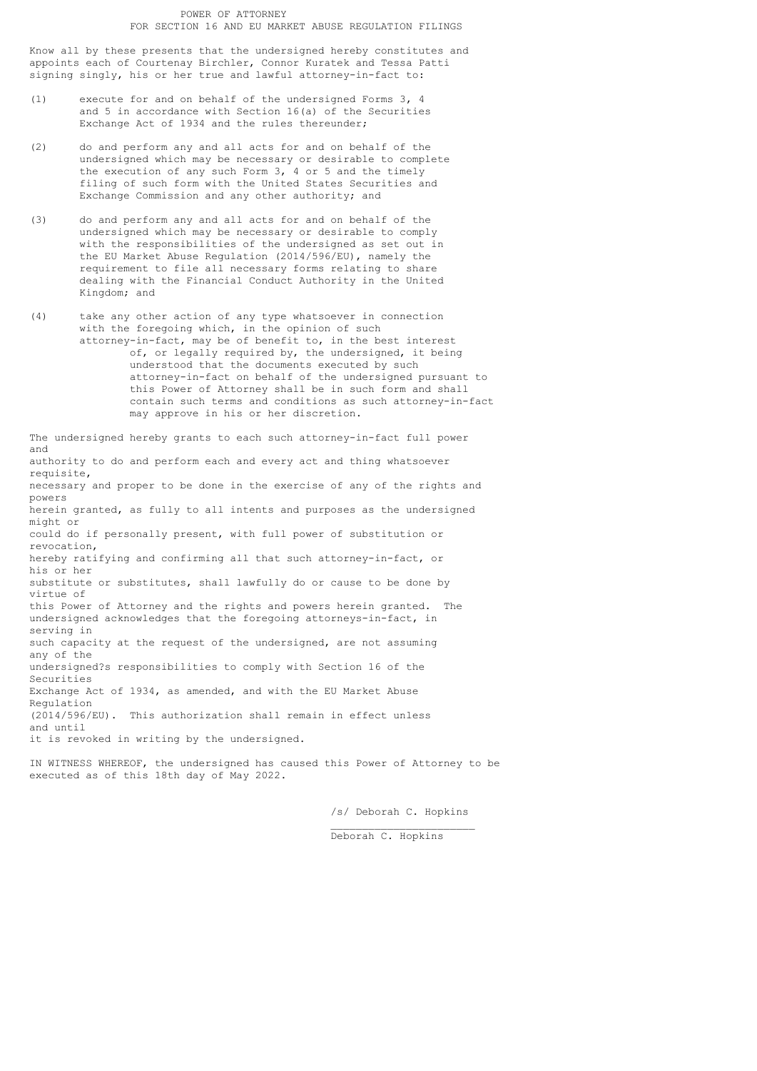# POWER OF ATTORNEY
## FOR SECTION 16 AND EU MARKET ABUSE REGULATION FILINGS

Know all by these presents that the undersigned hereby constitutes and appoints each of Courtenay Birchler, Connor Kuratek and Tessa Patti signing singly, his or her true and lawful attorney-in-fact to:

(1) execute for and on behalf of the undersigned Forms 3, 4 and 5 in accordance with Section 16(a) of the Securities Exchange Act of 1934 and the rules thereunder;

(2) do and perform any and all acts for and on behalf of the undersigned which may be necessary or desirable to complete the execution of any such Form 3, 4 or 5 and the timely filing of such form with the United States Securities and Exchange Commission and any other authority; and

(3) do and perform any and all acts for and on behalf of the undersigned which may be necessary or desirable to comply with the responsibilities of the undersigned as set out in the EU Market Abuse Regulation (2014/596/EU), namely the requirement to file all necessary forms relating to share dealing with the Financial Conduct Authority in the United Kingdom; and

(4) take any other action of any type whatsoever in connection with the foregoing which, in the opinion of such attorney-in-fact, may be of benefit to, in the best interest of, or legally required by, the undersigned, it being understood that the documents executed by such attorney-in-fact on behalf of the undersigned pursuant to this Power of Attorney shall be in such form and shall contain such terms and conditions as such attorney-in-fact may approve in his or her discretion.

The undersigned hereby grants to each such attorney-in-fact full power and authority to do and perform each and every act and thing whatsoever requisite, necessary and proper to be done in the exercise of any of the rights and powers herein granted, as fully to all intents and purposes as the undersigned might or could do if personally present, with full power of substitution or revocation, hereby ratifying and confirming all that such attorney-in-fact, or his or her substitute or substitutes, shall lawfully do or cause to be done by virtue of this Power of Attorney and the rights and powers herein granted. The undersigned acknowledges that the foregoing attorneys-in-fact, in serving in such capacity at the request of the undersigned, are not assuming any of the undersigned?s responsibilities to comply with Section 16 of the Securities Exchange Act of 1934, as amended, and with the EU Market Abuse Regulation (2014/596/EU). This authorization shall remain in effect unless and until it is revoked in writing by the undersigned.

IN WITNESS WHEREOF, the undersigned has caused this Power of Attorney to be executed as of this 18th day of May 2022.

/s/ Deborah C. Hopkins

______________________

Deborah C. Hopkins